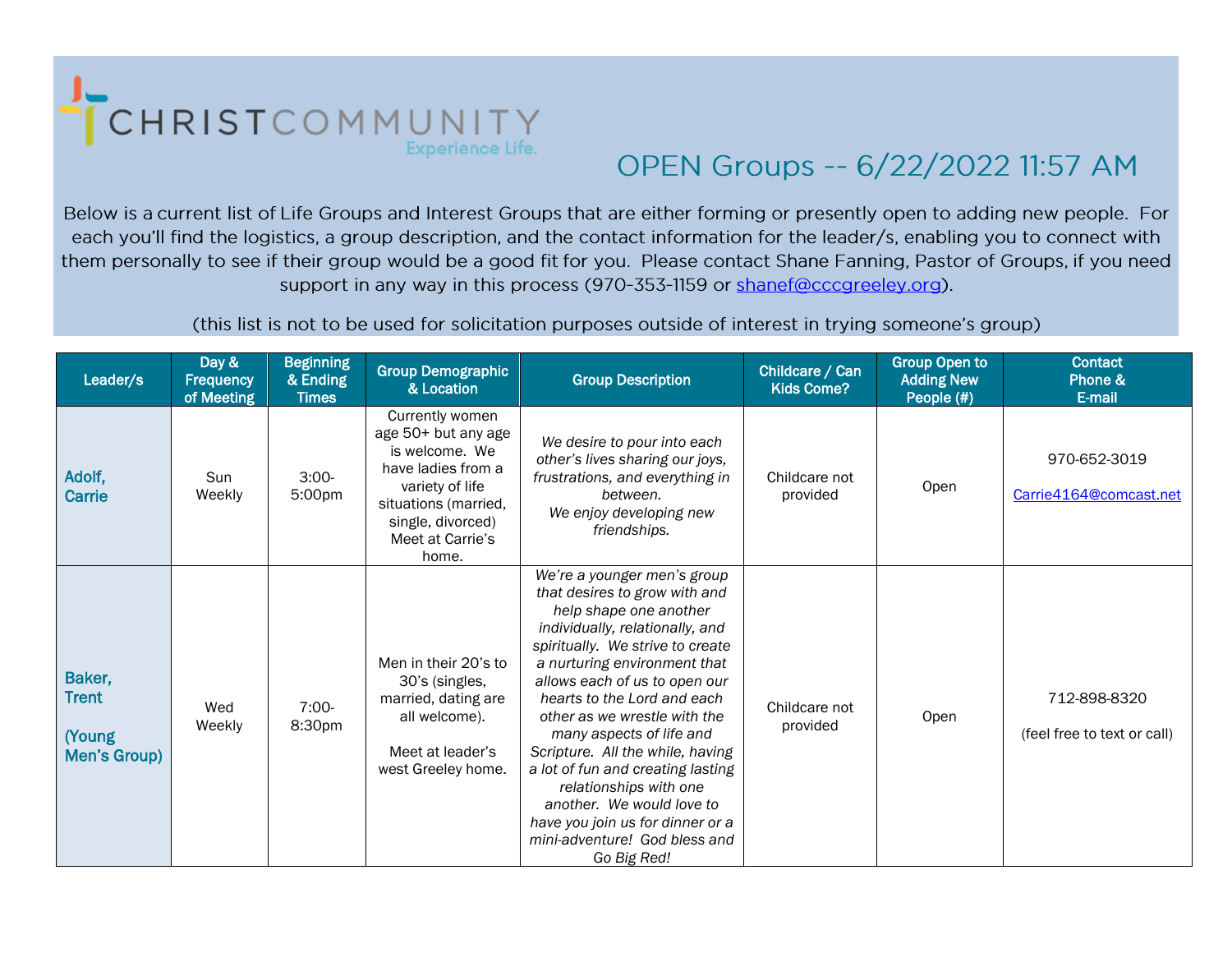CHRISTCOMMUNITY
Experience Life.

## OPEN Groups -- 6/22/2022 11:57 AM

Below is a current list of Life Groups and Interest Groups that are either forming or presently open to adding new people. For each you'll find the logistics, a group description, and the contact information for the leader/s, enabling you to connect with them personally to see if their group would be a good fit for you. Please contact Shane Fanning, Pastor of Groups, if you need support in any way in this process (970-353-1159 or shanef@cccgreeley.org).

(this list is not to be used for solicitation purposes outside of interest in trying someone's group)

| Leader/s | Day & Frequency of Meeting | Beginning & Ending Times | Group Demographic & Location | Group Description | Childcare / Can Kids Come? | Group Open to Adding New People (#) | Contact Phone & E-mail |
|---|---|---|---|---|---|---|---|
| **Adolf, Carrie** | Sun Weekly | 3:00-5:00pm | Currently women age 50+ but any age is welcome. We have ladies from a variety of life situations (married, single, divorced) Meet at Carrie's home. | *We desire to pour into each other's lives sharing our joys, frustrations, and everything in between. We enjoy developing new friendships.* | Childcare not provided | Open | 970-652-3019 Carrie4164@comcast.net |
| **Baker, Trent (Young Men's Group)** | Wed Weekly | 7:00-8:30pm | Men in their 20's to 30's (singles, married, dating are all welcome). Meet at leader's west Greeley home. | *We're a younger men's group that desires to grow with and help shape one another individually, relationally, and spiritually. We strive to create a nurturing environment that allows each of us to open our hearts to the Lord and each other as we wrestle with the many aspects of life and Scripture. All the while, having a lot of fun and creating lasting relationships with one another. We would love to have you join us for dinner or a mini-adventure! God bless and Go Big Red!* | Childcare not provided | Open | 712-898-8320 (feel free to text or call) |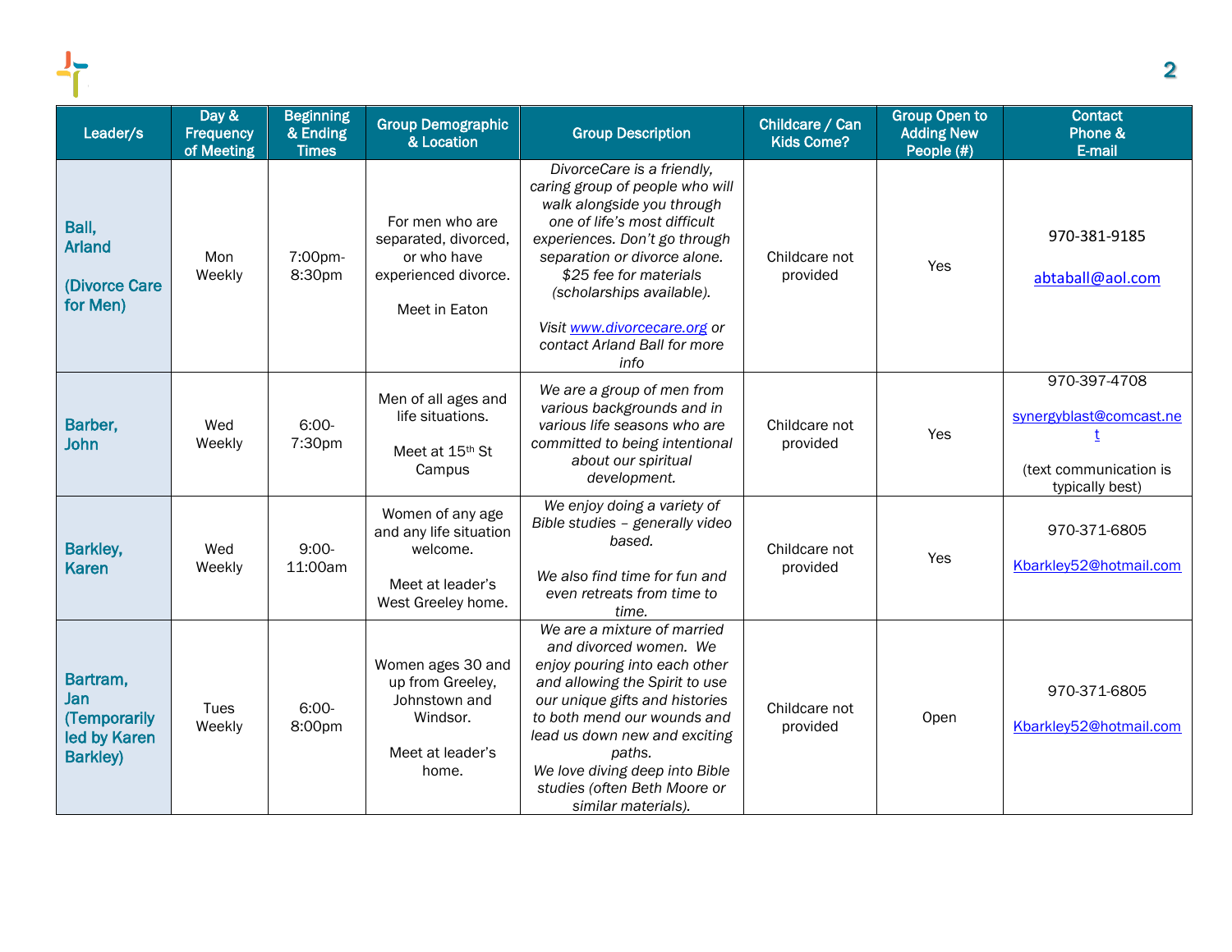| Leader/s | Day & Frequency of Meeting | Beginning & Ending Times | Group Demographic & Location | Group Description | Childcare / Can Kids Come? | Group Open to Adding New People (#) | Contact Phone & E-mail |
|---|---|---|---|---|---|---|---|
| **Ball, Arland (Divorce Care for Men)** | Mon Weekly | 7:00pm-8:30pm | For men who are separated, divorced, or who have experienced divorce. Meet in Eaton | *DivorceCare is a friendly, caring group of people who will walk alongside you through one of life's most difficult experiences. Don't go through separation or divorce alone. $25 fee for materials (scholarships available). Visit www.divorcecare.org or contact Arland Ball for more info* | Childcare not provided | Yes | 970-381-9185 abtaball@aol.com |
| **Barber, John** | Wed Weekly | 6:00-7:30pm | Men of all ages and life situations. Meet at 15th St Campus | *We are a group of men from various backgrounds and in various life seasons who are committed to being intentional about our spiritual development.* | Childcare not provided | Yes | 970-397-4708 synergyblast@comcast.net (text communication is typically best) |
| **Barkley, Karen** | Wed Weekly | 9:00-11:00am | Women of any age and any life situation welcome. Meet at leader's West Greeley home. | *We enjoy doing a variety of Bible studies – generally video based. We also find time for fun and even retreats from time to time.* | Childcare not provided | Yes | 970-371-6805 Kbarkley52@hotmail.com |
| **Bartram, Jan (Temporarily led by Karen Barkley)** | Tues Weekly | 6:00-8:00pm | Women ages 30 and up from Greeley, Johnstown and Windsor. Meet at leader's home. | *We are a mixture of married and divorced women. We enjoy pouring into each other and allowing the Spirit to use our unique gifts and histories to both mend our wounds and lead us down new and exciting paths. We love diving deep into Bible studies (often Beth Moore or similar materials).* | Childcare not provided | Open | 970-371-6805 Kbarkley52@hotmail.com |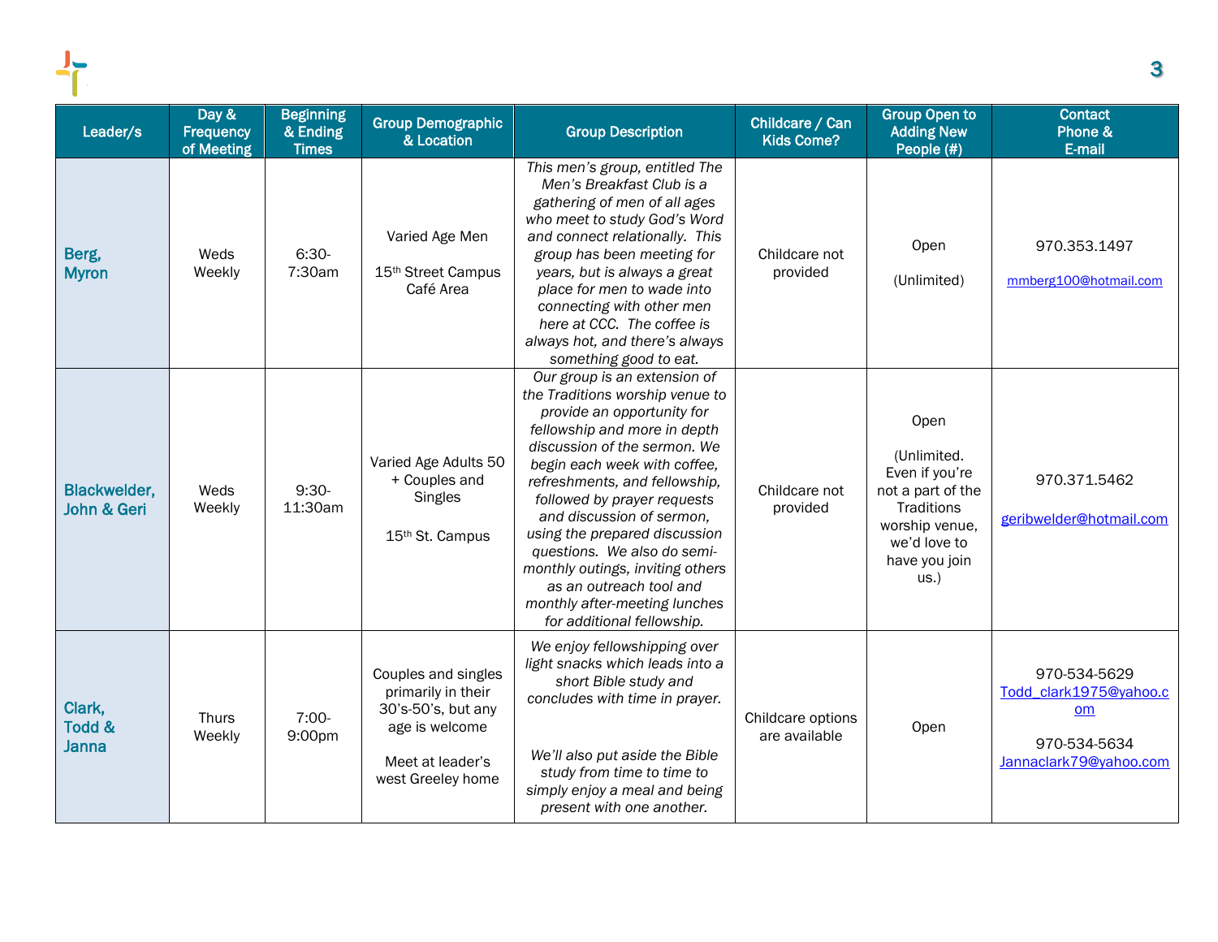| Leader/s | Day & Frequency of Meeting | Beginning & Ending Times | Group Demographic & Location | Group Description | Childcare / Can Kids Come? | Group Open to Adding New People (#) | Contact Phone & E-mail |
|---|---|---|---|---|---|---|---|
| **Berg, Myron** | Weds Weekly | 6:30-7:30am | Varied Age Men<br><br>15th Street Campus Café Area | *This men's group, entitled The Men's Breakfast Club is a gathering of men of all ages who meet to study God's Word and connect relationally. This group has been meeting for years, but is always a great place for men to wade into connecting with other men here at CCC. The coffee is always hot, and there's always something good to eat.* | Childcare not provided | Open<br><br>(Unlimited) | 970.353.1497<br><br>mmberg100@hotmail.com |
| **Blackwelder, John & Geri** | Weds Weekly | 9:30-11:30am | Varied Age Adults 50 + Couples and Singles<br><br>15th St. Campus | *Our group is an extension of the Traditions worship venue to provide an opportunity for fellowship and more in depth discussion of the sermon. We begin each week with coffee, refreshments, and fellowship, followed by prayer requests and discussion of sermon, using the prepared discussion questions. We also do semi-monthly outings, inviting others as an outreach tool and monthly after-meeting lunches for additional fellowship.* | Childcare not provided | Open<br><br>(Unlimited. Even if you're not a part of the Traditions worship venue, we'd love to have you join us.) | 970.371.5462<br><br>geribwelder@hotmail.com |
| **Clark, Todd & Janna** | Thurs Weekly | 7:00-9:00pm | Couples and singles primarily in their 30's-50's, but any age is welcome<br><br>Meet at leader's west Greeley home | *We enjoy fellowshipping over light snacks which leads into a short Bible study and concludes with time in prayer.*<br><br>*We'll also put aside the Bible study from time to time to simply enjoy a meal and being present with one another.* | Childcare options are available | Open | 970-534-5629<br>Todd_clark1975@yahoo.com<br><br>970-534-5634<br>Jannaclark79@yahoo.com |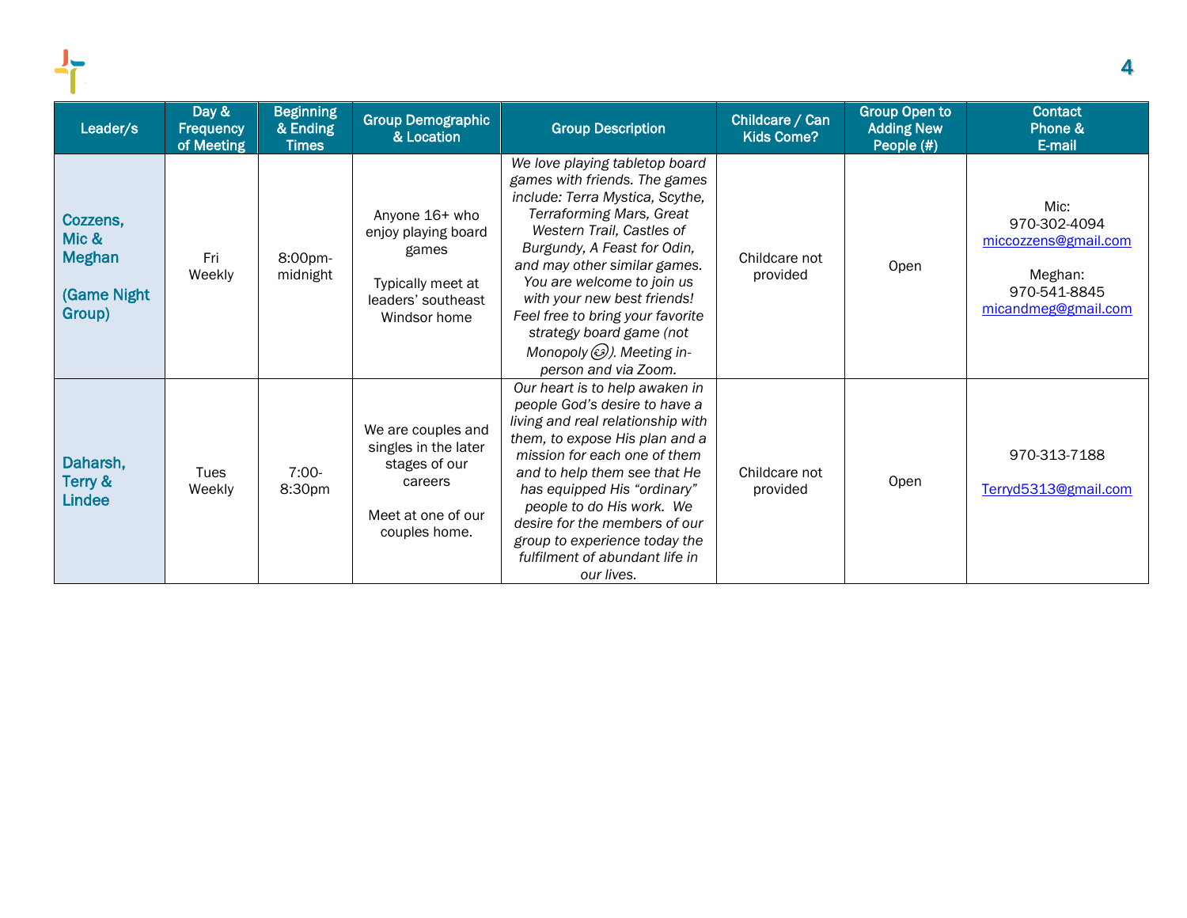| Leader/s | Day & Frequency of Meeting | Beginning & Ending Times | Group Demographic & Location | Group Description | Childcare / Can Kids Come? | Group Open to Adding New People (#) | Contact Phone & E-mail |
|---|---|---|---|---|---|---|---|
| **Cozzens, Mic & Meghan** <br><br> **(Game Night Group)** | Fri Weekly | 8:00pm-midnight | Anyone 16+ who enjoy playing board games <br><br> Typically meet at leaders' southeast Windsor home | *We love playing tabletop board games with friends. The games include: Terra Mystica, Scythe, Terraforming Mars, Great Western Trail, Castles of Burgundy, A Feast for Odin, and may other similar games. You are welcome to join us with your new best friends! Feel free to bring your favorite strategy board game (not Monopoly 😉). Meeting in-person and via Zoom.* | Childcare not provided | Open | Mic: 970-302-4094 miccozzens@gmail.com <br><br> Meghan: 970-541-8845 micandmeg@gmail.com |
| **Daharsh, Terry & Lindee** | Tues Weekly | 7:00-8:30pm | We are couples and singles in the later stages of our careers <br><br> Meet at one of our couples home. | *Our heart is to help awaken in people God's desire to have a living and real relationship with them, to expose His plan and a mission for each one of them and to help them see that He has equipped His "ordinary" people to do His work. We desire for the members of our group to experience today the fulfilment of abundant life in our lives.* | Childcare not provided | Open | 970-313-7188 <br><br> Terryd5313@gmail.com |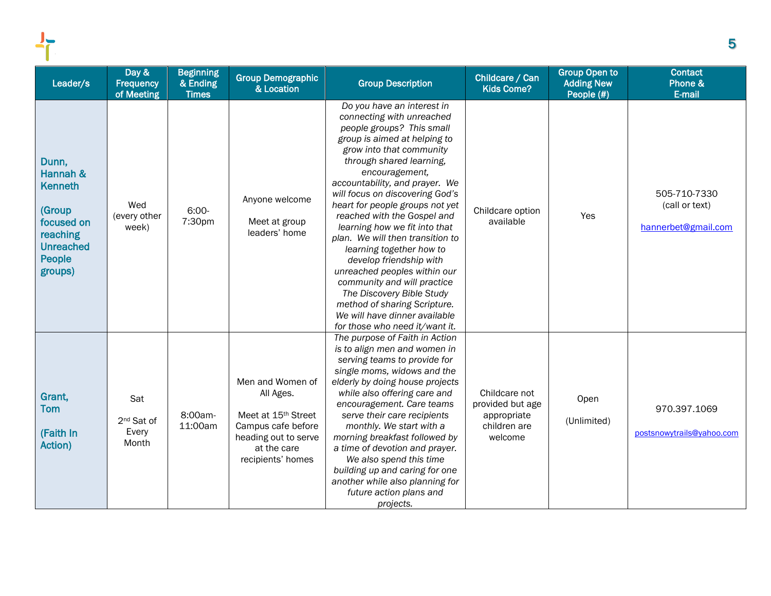| Leader/s | Day & Frequency of Meeting | Beginning & Ending Times | Group Demographic & Location | Group Description | Childcare / Can Kids Come? | Group Open to Adding New People (#) | Contact Phone & E-mail |
|---|---|---|---|---|---|---|---|
| **Dunn, Hannah & Kenneth** **(Group focused on reaching Unreached People groups)** | Wed (every other week) | 6:00-7:30pm | Anyone welcome<br><br>Meet at group leaders' home | *Do you have an interest in connecting with unreached people groups? This small group is aimed at helping to grow into that community through shared learning, encouragement, accountability, and prayer. We will focus on discovering God's heart for people groups not yet reached with the Gospel and learning how we fit into that plan. We will then transition to learning together how to develop friendship with unreached peoples within our community and will practice The Discovery Bible Study method of sharing Scripture. We will have dinner available for those who need it/want it.* | Childcare option available | Yes | 505-710-7330 (call or text)<br><br>hannerbet@gmail.com |
| **Grant, Tom** **(Faith In Action)** | Sat<br><br>2nd Sat of Every Month | 8:00am-11:00am | Men and Women of All Ages.<br><br>Meet at 15th Street Campus cafe before heading out to serve at the care recipients' homes | *The purpose of Faith in Action is to align men and women in serving teams to provide for single moms, widows and the elderly by doing house projects while also offering care and encouragement. Care teams serve their care recipients monthly. We start with a morning breakfast followed by a time of devotion and prayer. We also spend this time building up and caring for one another while also planning for future action plans and projects.* | Childcare not provided but age appropriate children are welcome | Open<br><br>(Unlimited) | 970.397.1069<br><br>postsnowytrails@yahoo.com |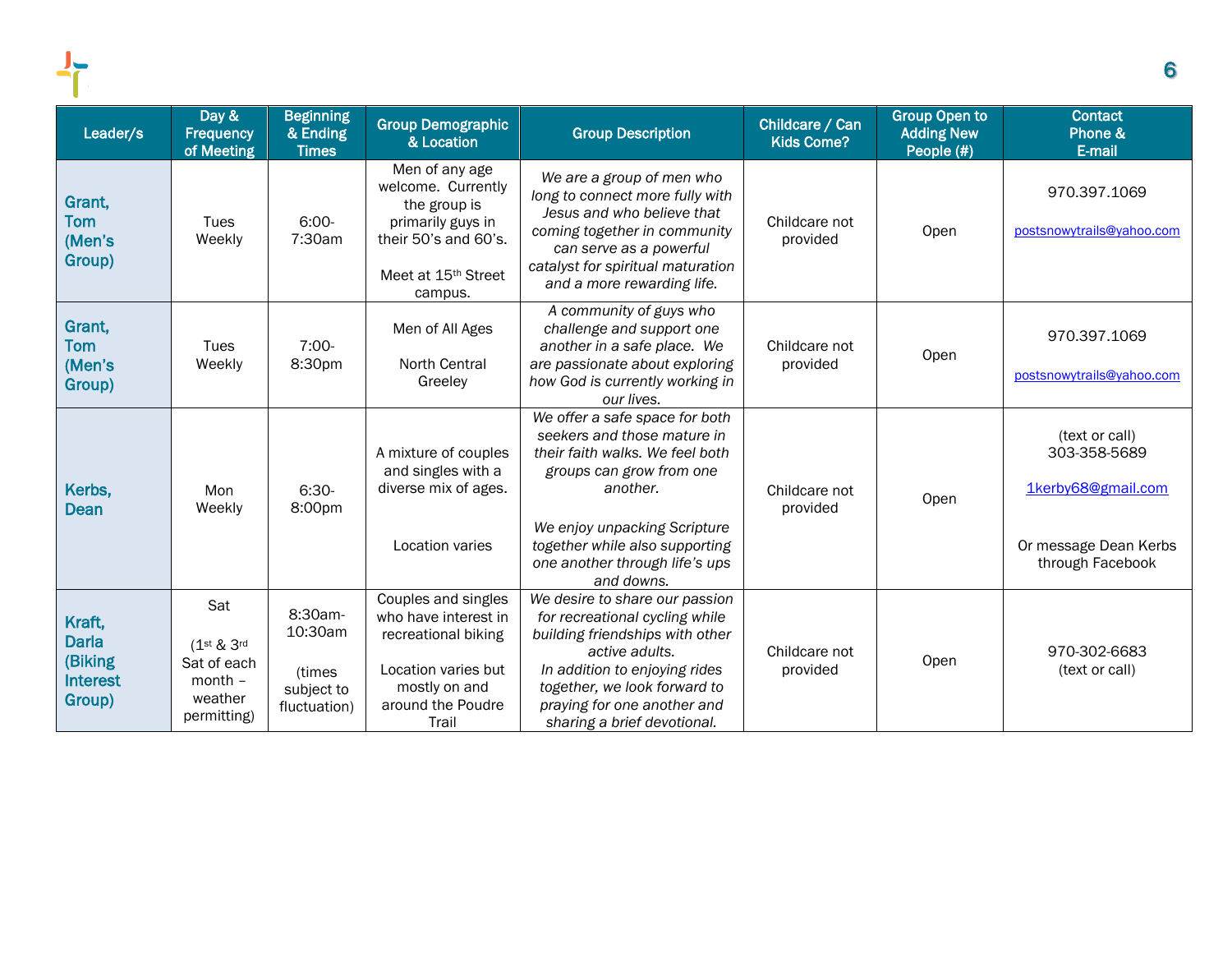| Leader/s | Day & Frequency of Meeting | Beginning & Ending Times | Group Demographic & Location | Group Description | Childcare / Can Kids Come? | Group Open to Adding New People (#) | Contact Phone & E-mail |
|---|---|---|---|---|---|---|---|
| **Grant, Tom (Men's Group)** | Tues Weekly | 6:00-7:30am | Men of any age welcome. Currently the group is primarily guys in their 50's and 60's. Meet at 15th Street campus. | *We are a group of men who long to connect more fully with Jesus and who believe that coming together in community can serve as a powerful catalyst for spiritual maturation and a more rewarding life.* | Childcare not provided | Open | 970.397.1069 postsnowytrails@yahoo.com |
| **Grant, Tom (Men's Group)** | Tues Weekly | 7:00-8:30pm | Men of All Ages North Central Greeley | *A community of guys who challenge and support one another in a safe place. We are passionate about exploring how God is currently working in our lives.* | Childcare not provided | Open | 970.397.1069 postsnowytrails@yahoo.com |
| **Kerbs, Dean** | Mon Weekly | 6:30-8:00pm | A mixture of couples and singles with a diverse mix of ages. Location varies | *We offer a safe space for both seekers and those mature in their faith walks. We feel both groups can grow from one another. We enjoy unpacking Scripture together while also supporting one another through life's ups and downs.* | Childcare not provided | Open | (text or call) 303-358-5689 1kerby68@gmail.com Or message Dean Kerbs through Facebook |
| **Kraft, Darla (Biking Interest Group)** | Sat (1st & 3rd Sat of each month – weather permitting) | 8:30am-10:30am (times subject to fluctuation) | Couples and singles who have interest in recreational biking Location varies but mostly on and around the Poudre Trail | *We desire to share our passion for recreational cycling while building friendships with other active adults. In addition to enjoying rides together, we look forward to praying for one another and sharing a brief devotional.* | Childcare not provided | Open | 970-302-6683 (text or call) |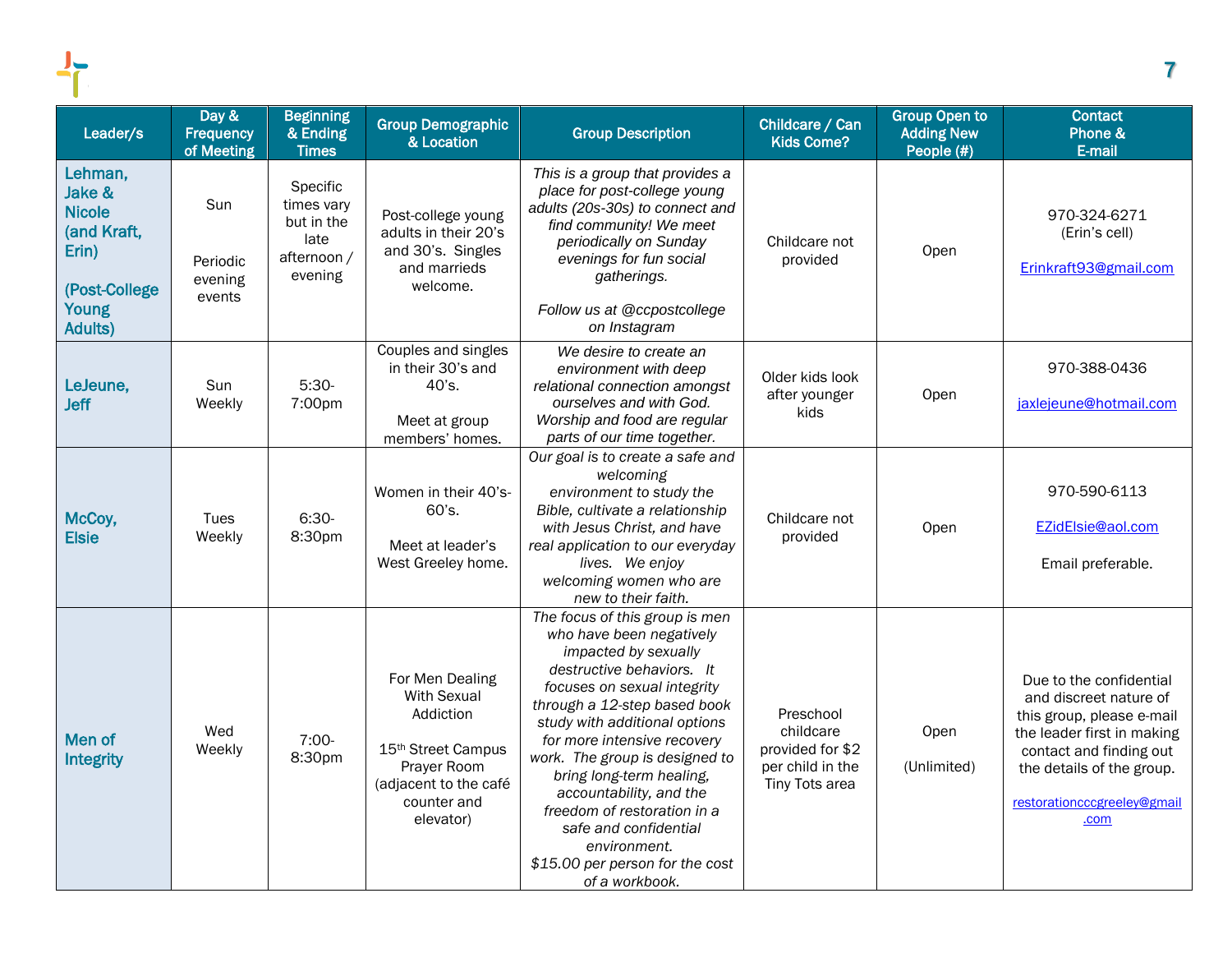| Leader/s | Day & Frequency of Meeting | Beginning & Ending Times | Group Demographic & Location | Group Description | Childcare / Can Kids Come? | Group Open to Adding New People (#) | Contact Phone & E-mail |
|---|---|---|---|---|---|---|---|
| **Lehman, Jake & Nicole (and Kraft, Erin)** **(Post-College Young Adults)** | Sun Periodic evening events | Specific times vary but in the late afternoon / evening | Post-college young adults in their 20's and 30's. Singles and marrieds welcome. | *This is a group that provides a place for post-college young adults (20s-30s) to connect and find community! We meet periodically on Sunday evenings for fun social gatherings.* *Follow us at @ccpostcollege on Instagram* | Childcare not provided | Open | 970-324-6271 (Erin's cell) Erinkraft93@gmail.com |
| **LeJeune, Jeff** | Sun Weekly | 5:30-7:00pm | Couples and singles in their 30's and 40's. Meet at group members' homes. | *We desire to create an environment with deep relational connection amongst ourselves and with God. Worship and food are regular parts of our time together.* | Older kids look after younger kids | Open | 970-388-0436 jaxlejeune@hotmail.com |
| **McCoy, Elsie** | Tues Weekly | 6:30-8:30pm | Women in their 40's-60's. Meet at leader's West Greeley home. | *Our goal is to create a safe and welcoming environment to study the Bible, cultivate a relationship with Jesus Christ, and have real application to our everyday lives. We enjoy welcoming women who are new to their faith.* | Childcare not provided | Open | 970-590-6113 EZidElsie@aol.com Email preferable. |
| **Men of Integrity** | Wed Weekly | 7:00-8:30pm | For Men Dealing With Sexual Addiction 15th Street Campus Prayer Room (adjacent to the café counter and elevator) | *The focus of this group is men who have been negatively impacted by sexually destructive behaviors. It focuses on sexual integrity through a 12-step based book study with additional options for more intensive recovery work. The group is designed to bring long-term healing, accountability, and the freedom of restoration in a safe and confidential environment. $15.00 per person for the cost of a workbook.* | Preschool childcare provided for $2 per child in the Tiny Tots area | Open (Unlimited) | Due to the confidential and discreet nature of this group, please e-mail the leader first in making contact and finding out the details of the group. restorationcccgreeley@gmail.com |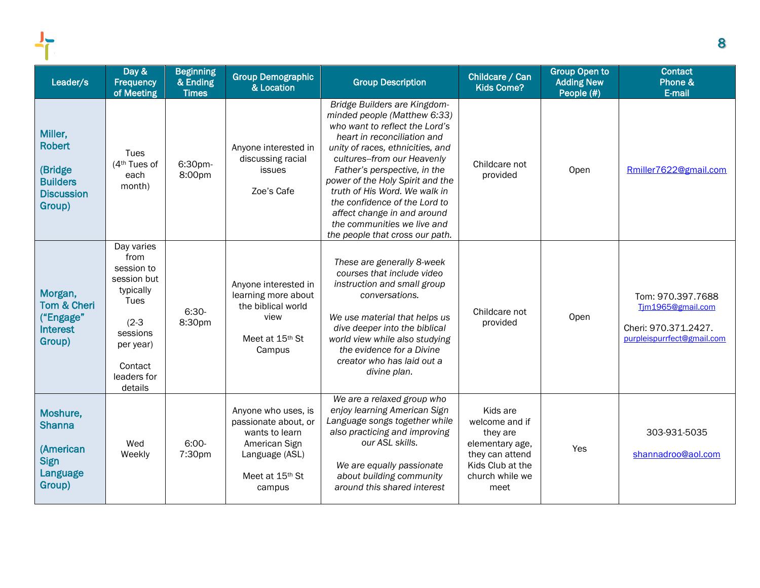| Leader/s | Day & Frequency of Meeting | Beginning & Ending Times | Group Demographic & Location | Group Description | Childcare / Can Kids Come? | Group Open to Adding New People (#) | Contact Phone & E-mail |
|---|---|---|---|---|---|---|---|
| **Miller, Robert**<br><br>**(Bridge Builders Discussion Group)** | Tues (4th Tues of each month) | 6:30pm-8:00pm | Anyone interested in discussing racial issues<br><br>Zoe's Cafe | *Bridge Builders are Kingdom-minded people (Matthew 6:33) who want to reflect the Lord's heart in reconciliation and unity of races, ethnicities, and cultures--from our Heavenly Father's perspective, in the power of the Holy Spirit and the truth of His Word. We walk in the confidence of the Lord to affect change in and around the communities we live and the people that cross our path.* | Childcare not provided | Open | Rmiller7622@gmail.com |
| **Morgan, Tom & Cheri ("Engage" Interest Group)** | Day varies from session to session but typically Tues<br><br>(2-3 sessions per year)<br><br>Contact leaders for details | 6:30-8:30pm | Anyone interested in learning more about the biblical world view<br><br>Meet at 15th St Campus | *These are generally 8-week courses that include video instruction and small group conversations.*<br><br>*We use material that helps us dive deeper into the biblical world view while also studying the evidence for a Divine creator who has laid out a divine plan.* | Childcare not provided | Open | Tom: 970.397.7688<br>Tjm1965@gmail.com<br><br>Cheri: 970.371.2427.<br>purpleispurrfect@gmail.com |
| **Moshure, Shanna**<br><br>**(American Sign Language Group)** | Wed Weekly | 6:00-7:30pm | Anyone who uses, is passionate about, or wants to learn American Sign Language (ASL)<br><br>Meet at 15th St campus | *We are a relaxed group who enjoy learning American Sign Language songs together while also practicing and improving our ASL skills.*<br><br>*We are equally passionate about building community around this shared interest* | Kids are welcome and if they are elementary age, they can attend Kids Club at the church while we meet | Yes | 303-931-5035<br><br>shannadroo@aol.com |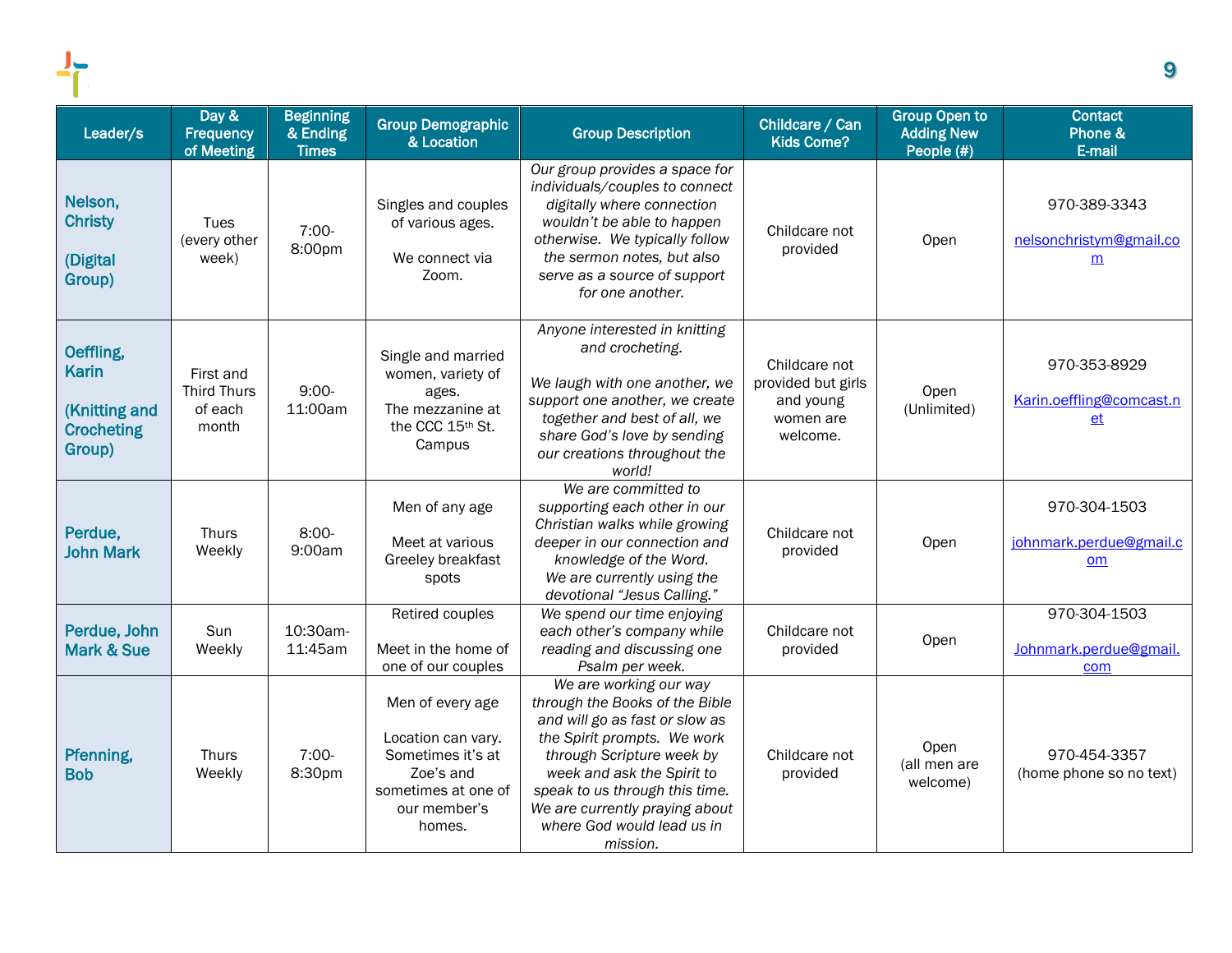| Leader/s | Day & Frequency of Meeting | Beginning & Ending Times | Group Demographic & Location | Group Description | Childcare / Can Kids Come? | Group Open to Adding New People (#) | Contact Phone & E-mail |
|---|---|---|---|---|---|---|---|
| **Nelson, Christy** **(Digital Group)** | Tues (every other week) | 7:00-8:00pm | Singles and couples of various ages. We connect via Zoom. | *Our group provides a space for individuals/couples to connect digitally where connection wouldn't be able to happen otherwise. We typically follow the sermon notes, but also serve as a source of support for one another.* | Childcare not provided | Open | 970-389-3343 nelsonchristym@gmail.com |
| **Oeffling, Karin** **(Knitting and Crocheting Group)** | First and Third Thurs of each month | 9:00-11:00am | Single and married women, variety of ages. The mezzanine at the CCC 15th St. Campus | *Anyone interested in knitting and crocheting.* *We laugh with one another, we support one another, we create together and best of all, we share God's love by sending our creations throughout the world!* | Childcare not provided but girls and young women are welcome. | Open (Unlimited) | 970-353-8929 Karin.oeffling@comcast.net |
| **Perdue, John Mark** | Thurs Weekly | 8:00-9:00am | Men of any age Meet at various Greeley breakfast spots | *We are committed to supporting each other in our Christian walks while growing deeper in our connection and knowledge of the Word. We are currently using the devotional "Jesus Calling."* | Childcare not provided | Open | 970-304-1503 johnmark.perdue@gmail.com |
| **Perdue, John Mark & Sue** | Sun Weekly | 10:30am-11:45am | Retired couples Meet in the home of one of our couples | *We spend our time enjoying each other's company while reading and discussing one Psalm per week.* | Childcare not provided | Open | 970-304-1503 Johnmark.perdue@gmail.com |
| **Pfenning, Bob** | Thurs Weekly | 7:00-8:30pm | Men of every age Location can vary. Sometimes it's at Zoe's and sometimes at one of our member's homes. | *We are working our way through the Books of the Bible and will go as fast or slow as the Spirit prompts. We work through Scripture week by week and ask the Spirit to speak to us through this time. We are currently praying about where God would lead us in mission.* | Childcare not provided | Open (all men are welcome) | 970-454-3357 (home phone so no text) |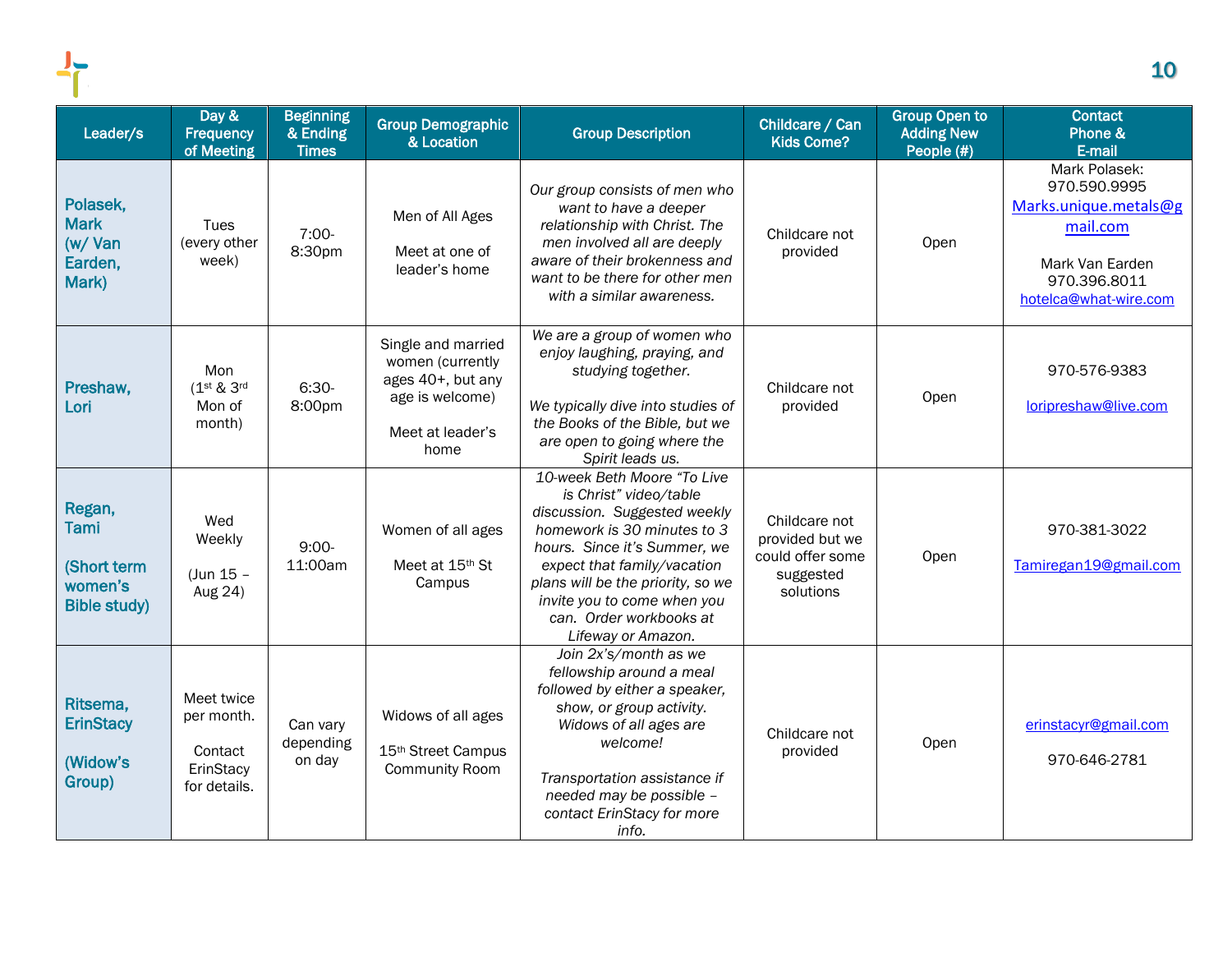| Leader/s | Day & Frequency of Meeting | Beginning & Ending Times | Group Demographic & Location | Group Description | Childcare / Can Kids Come? | Group Open to Adding New People (#) | Contact Phone & E-mail |
|---|---|---|---|---|---|---|---|
| **Polasek, Mark (w/ Van Earden, Mark)** | Tues (every other week) | 7:00-8:30pm | Men of All Ages<br><br>Meet at one of leader's home | *Our group consists of men who want to have a deeper relationship with Christ. The men involved all are deeply aware of their brokenness and want to be there for other men with a similar awareness.* | Childcare not provided | Open | Mark Polasek: 970.590.9995 Marks.unique.metals@gmail.com<br><br>Mark Van Earden 970.396.8011 hotelca@what-wire.com |
| **Preshaw, Lori** | Mon (1st & 3rd Mon of month) | 6:30-8:00pm | Single and married women (currently ages 40+, but any age is welcome)<br><br>Meet at leader's home | *We are a group of women who enjoy laughing, praying, and studying together.*<br><br>*We typically dive into studies of the Books of the Bible, but we are open to going where the Spirit leads us.* | Childcare not provided | Open | 970-576-9383<br><br>loripreshaw@live.com |
| **Regan, Tami**<br><br>**(Short term women's Bible study)** | Wed Weekly<br><br>(Jun 15 – Aug 24) | 9:00-11:00am | Women of all ages<br><br>Meet at 15th St Campus | *10-week Beth Moore "To Live is Christ" video/table discussion. Suggested weekly homework is 30 minutes to 3 hours. Since it's Summer, we expect that family/vacation plans will be the priority, so we invite you to come when you can. Order workbooks at Lifeway or Amazon.* | Childcare not provided but we could offer some suggested solutions | Open | 970-381-3022<br><br>Tamiregan19@gmail.com |
| **Ritsema, ErinStacy**<br><br>**(Widow's Group)** | Meet twice per month.<br><br>Contact ErinStacy for details. | Can vary depending on day | Widows of all ages<br><br>15th Street Campus Community Room | *Join 2x's/month as we fellowship around a meal followed by either a speaker, show, or group activity. Widows of all ages are welcome!*<br><br>*Transportation assistance if needed may be possible – contact ErinStacy for more info.* | Childcare not provided | Open | erinstacyr@gmail.com<br><br>970-646-2781 |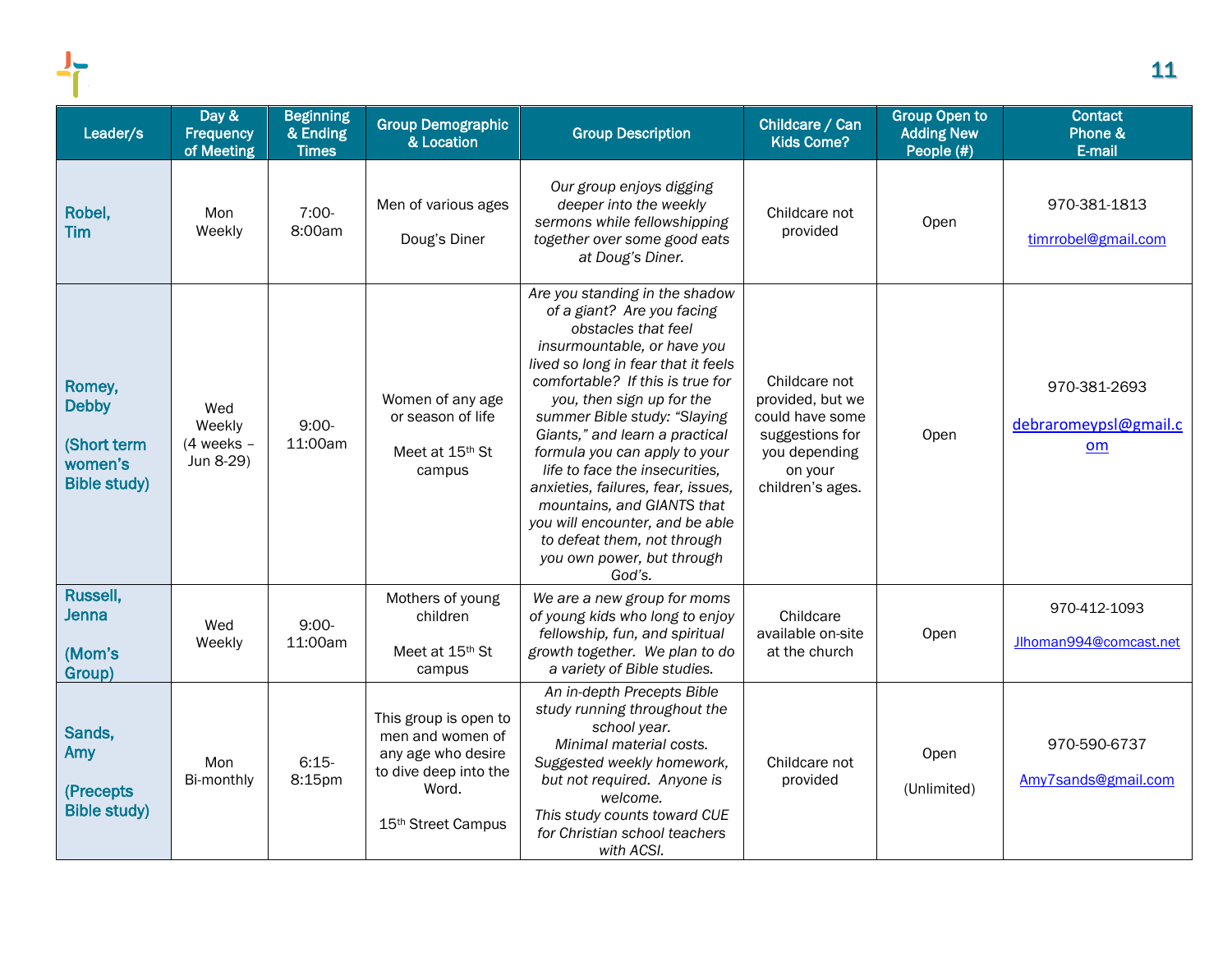| Leader/s | Day & Frequency of Meeting | Beginning & Ending Times | Group Demographic & Location | Group Description | Childcare / Can Kids Come? | Group Open to Adding New People (#) | Contact Phone & E-mail |
|---|---|---|---|---|---|---|---|
| **Robel, Tim** | Mon Weekly | 7:00-8:00am | Men of various ages<br><br>Doug's Diner | *Our group enjoys digging deeper into the weekly sermons while fellowshipping together over some good eats at Doug's Diner.* | Childcare not provided | Open | 970-381-1813<br><br>timrrobel@gmail.com |
| **Romey, Debby**<br><br>**(Short term women's Bible study)** | Wed Weekly (4 weeks – Jun 8-29) | 9:00-11:00am | Women of any age or season of life<br><br>Meet at 15th St campus | *Are you standing in the shadow of a giant? Are you facing obstacles that feel insurmountable, or have you lived so long in fear that it feels comfortable? If this is true for you, then sign up for the summer Bible study: "Slaying Giants," and learn a practical formula you can apply to your life to face the insecurities, anxieties, failures, fear, issues, mountains, and GIANTS that you will encounter, and be able to defeat them, not through you own power, but through God's.* | Childcare not provided, but we could have some suggestions for you depending on your children's ages. | Open | 970-381-2693<br><br>debraromeypsl@gmail.com |
| **Russell, Jenna**<br><br>**(Mom's Group)** | Wed Weekly | 9:00-11:00am | Mothers of young children<br><br>Meet at 15th St campus | *We are a new group for moms of young kids who long to enjoy fellowship, fun, and spiritual growth together. We plan to do a variety of Bible studies.* | Childcare available on-site at the church | Open | 970-412-1093<br><br>Jlhoman994@comcast.net |
| **Sands, Amy**<br><br>**(Precepts Bible study)** | Mon Bi-monthly | 6:15-8:15pm | This group is open to men and women of any age who desire to dive deep into the Word.<br><br>15th Street Campus | *An in-depth Precepts Bible study running throughout the school year.*<br>*Minimal material costs.*<br>*Suggested weekly homework, but not required. Anyone is welcome.*<br>*This study counts toward CUE for Christian school teachers with ACSI.* | Childcare not provided | Open<br><br>(Unlimited) | 970-590-6737<br><br>Amy7sands@gmail.com |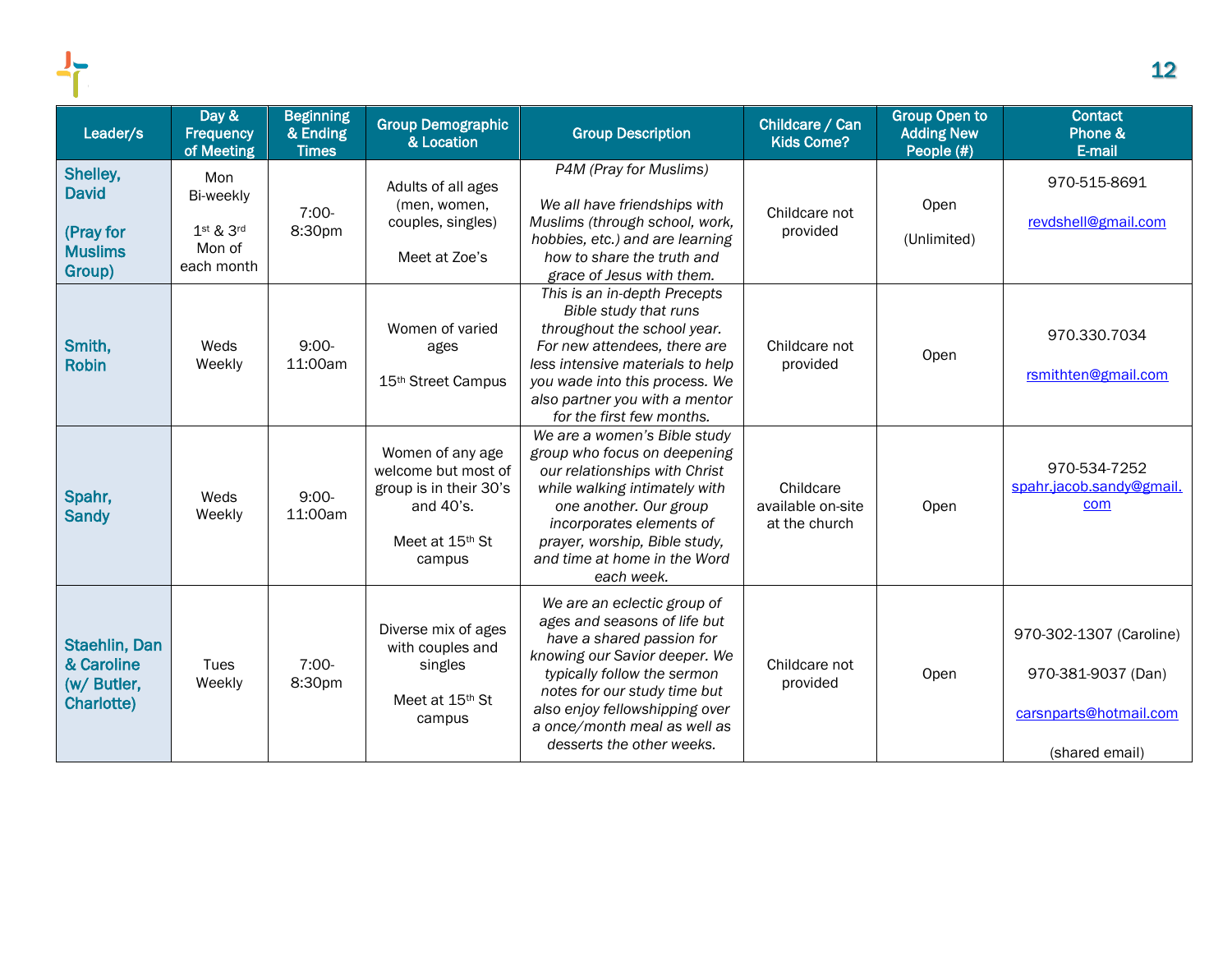| Leader/s | Day & Frequency of Meeting | Beginning & Ending Times | Group Demographic & Location | Group Description | Childcare / Can Kids Come? | Group Open to Adding New People (#) | Contact Phone & E-mail |
|---|---|---|---|---|---|---|---|
| **Shelley, David** **(Pray for Muslims Group)** | Mon Bi-weekly 1st & 3rd Mon of each month | 7:00-8:30pm | Adults of all ages (men, women, couples, singles) Meet at Zoe's | *P4M (Pray for Muslims)* *We all have friendships with Muslims (through school, work, hobbies, etc.) and are learning how to share the truth and grace of Jesus with them.* | Childcare not provided | Open (Unlimited) | 970-515-8691 revdshell@gmail.com |
| **Smith, Robin** | Weds Weekly | 9:00-11:00am | Women of varied ages 15th Street Campus | *This is an in-depth Precepts Bible study that runs throughout the school year. For new attendees, there are less intensive materials to help you wade into this process. We also partner you with a mentor for the first few months.* | Childcare not provided | Open | 970.330.7034 rsmithten@gmail.com |
| **Spahr, Sandy** | Weds Weekly | 9:00-11:00am | Women of any age welcome but most of group is in their 30's and 40's. Meet at 15th St campus | *We are a women's Bible study group who focus on deepening our relationships with Christ while walking intimately with one another. Our group incorporates elements of prayer, worship, Bible study, and time at home in the Word each week.* | Childcare available on-site at the church | Open | 970-534-7252 spahr.jacob.sandy@gmail.com |
| **Staehlin, Dan & Caroline (w/ Butler, Charlotte)** | Tues Weekly | 7:00-8:30pm | Diverse mix of ages with couples and singles Meet at 15th St campus | *We are an eclectic group of ages and seasons of life but have a shared passion for knowing our Savior deeper. We typically follow the sermon notes for our study time but also enjoy fellowshipping over a once/month meal as well as desserts the other weeks.* | Childcare not provided | Open | 970-302-1307 (Caroline) 970-381-9037 (Dan) carsnparts@hotmail.com (shared email) |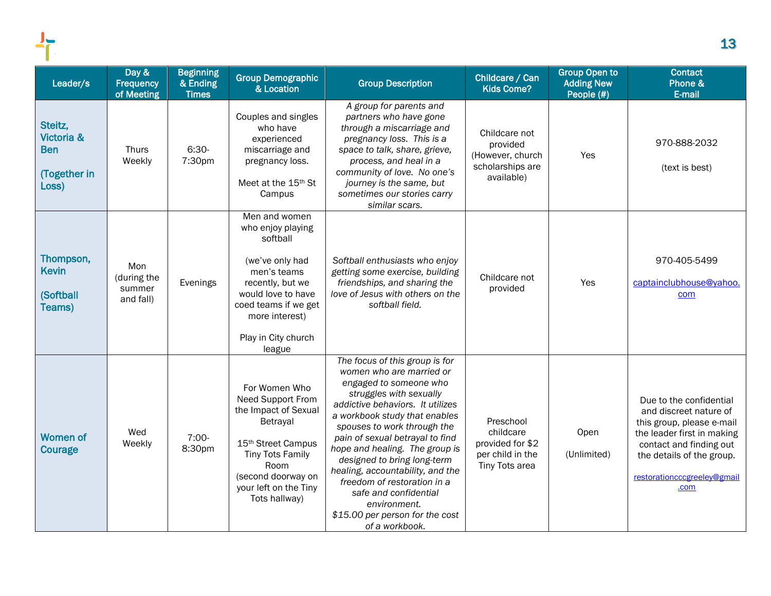| Leader/s | Day & Frequency of Meeting | Beginning & Ending Times | Group Demographic & Location | Group Description | Childcare / Can Kids Come? | Group Open to Adding New People (#) | Contact Phone & E-mail |
|---|---|---|---|---|---|---|---|
| **Steitz, Victoria & Ben** **(Together in Loss)** | Thurs Weekly | 6:30-7:30pm | Couples and singles who have experienced miscarriage and pregnancy loss. Meet at the 15th St Campus | *A group for parents and partners who have gone through a miscarriage and pregnancy loss. This is a space to talk, share, grieve, process, and heal in a community of love. No one's journey is the same, but sometimes our stories carry similar scars.* | Childcare not provided (However, church scholarships are available) | Yes | 970-888-2032 (text is best) |
| **Thompson, Kevin** **(Softball Teams)** | Mon (during the summer and fall) | Evenings | Men and women who enjoy playing softball (we've only had men's teams recently, but we would love to have coed teams if we get more interest) Play in City church league | *Softball enthusiasts who enjoy getting some exercise, building friendships, and sharing the love of Jesus with others on the softball field.* | Childcare not provided | Yes | 970-405-5499 captainclubhouse@yahoo.com |
| **Women of Courage** | Wed Weekly | 7:00-8:30pm | For Women Who Need Support From the Impact of Sexual Betrayal 15th Street Campus Tiny Tots Family Room (second doorway on your left on the Tiny Tots hallway) | *The focus of this group is for women who are married or engaged to someone who struggles with sexually addictive behaviors. It utilizes a workbook study that enables spouses to work through the pain of sexual betrayal to find hope and healing. The group is designed to bring long-term healing, accountability, and the freedom of restoration in a safe and confidential environment. $15.00 per person for the cost of a workbook.* | Preschool childcare provided for $2 per child in the Tiny Tots area | Open (Unlimited) | Due to the confidential and discreet nature of this group, please e-mail the leader first in making contact and finding out the details of the group. restorationcccgreeley@gmail.com |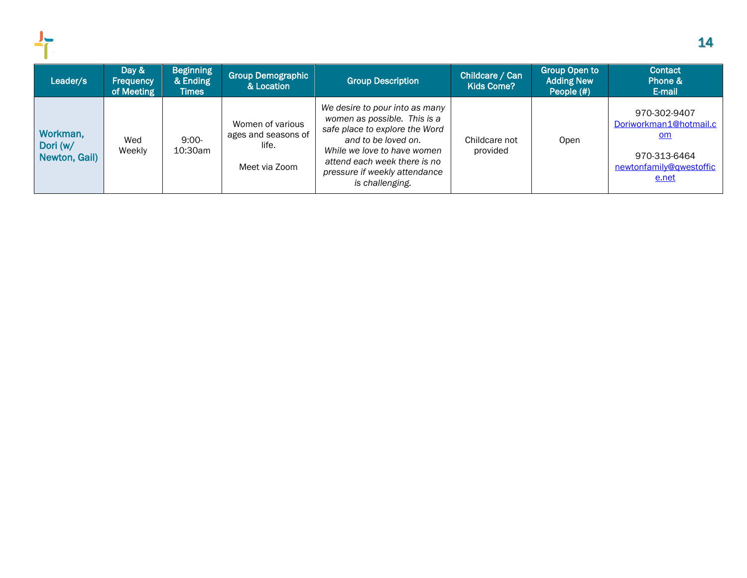| Leader/s | Day & Frequency of Meeting | Beginning & Ending Times | Group Demographic & Location | Group Description | Childcare / Can Kids Come? | Group Open to Adding New People (#) | Contact Phone & E-mail |
|---|---|---|---|---|---|---|---|
| **Workman, Dori (w/ Newton, Gail)** | Wed Weekly | 9:00-10:30am | Women of various ages and seasons of life.<br><br>Meet via Zoom | *We desire to pour into as many women as possible. This is a safe place to explore the Word and to be loved on. While we love to have women attend each week there is no pressure if weekly attendance is challenging.* | Childcare not provided | Open | 970-302-9407 Doriworkman1@hotmail.com<br><br>970-313-6464 newtonfamily@qwestoffice.net |